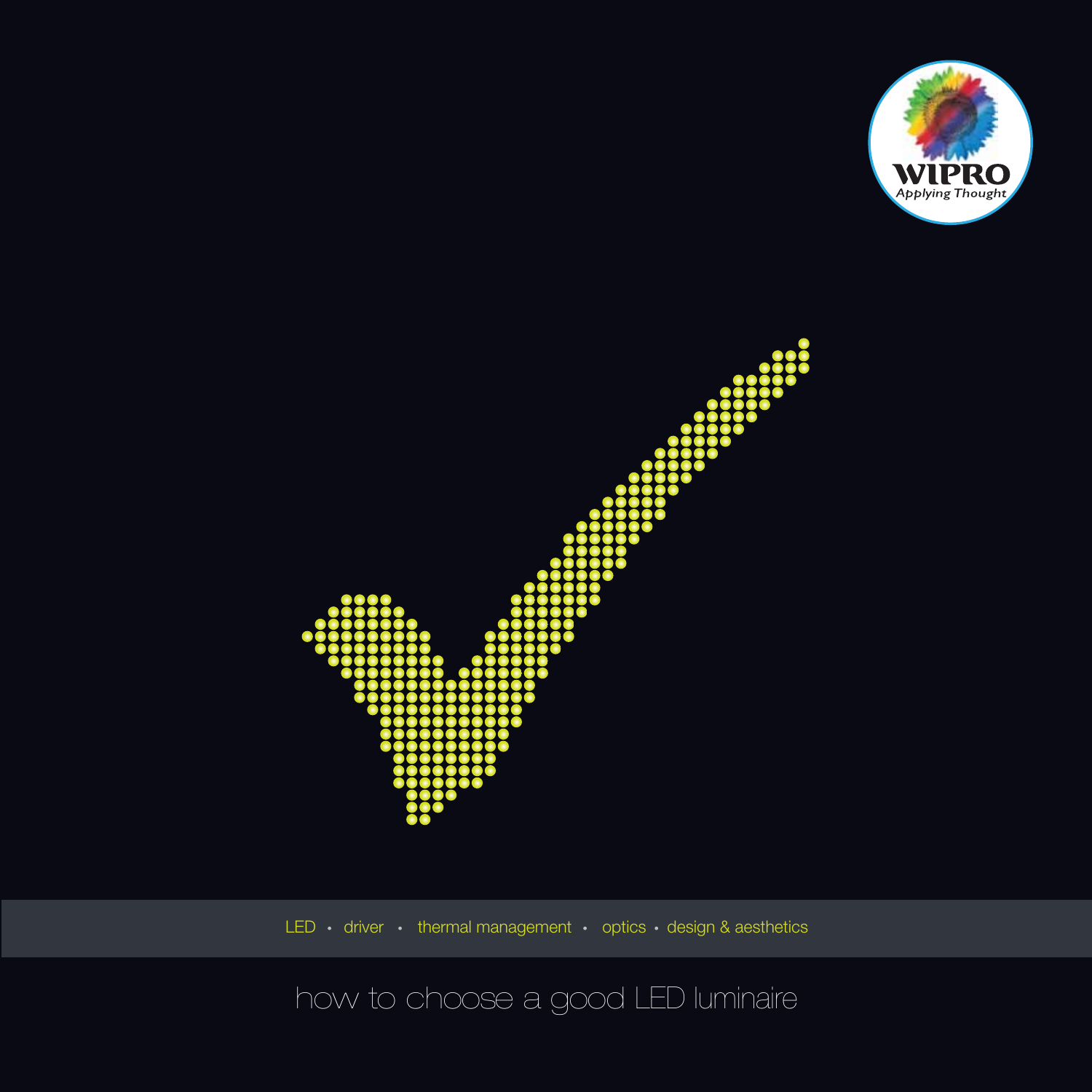WIPRO
Applying Thought

LED • driver • thermal management • optics • design & aesthetics

# how to choose a good LED luminaire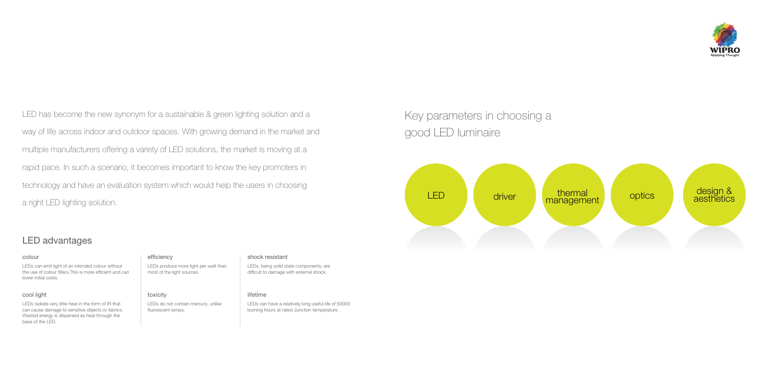LED has become the new synonym for a sustainable & green lighting solution and a way of life across indoor and outdoor spaces. With growing demand in the market and multiple manufacturers offering a variety of LED solutions, the market is moving at a rapid pace. In such a scenario, it becomes important to know the key promoters in technology and have an evaluation system which would help the users in choosing a right LED lighting solution.

## LED advantages

#### colour

LEDs can emit light of an intended colour without the use of colour filters.This is more efficient and can lower initial costs.

#### cool light

LEDs radiate very little heat in the form of IR that can cause damage to sensitive objects or fabrics. Wasted energy is dispersed as heat through the base of the LED.

#### efficiency

LEDs produce more light per watt than most of the light sources.

#### toxicity

LEDs do not contain mercury, unlike fluorescent lamps.

#### shock resistant

LEDs, being solid state components, are difficult to damage with external shock.

#### lifetime

LEDs can have a relatively long useful life of 50000 burning hours at rated Junction temperature.

## Key parameters in choosing a good LED luminaire

- LED
- driver
- thermal management
- optics
- design & aesthetics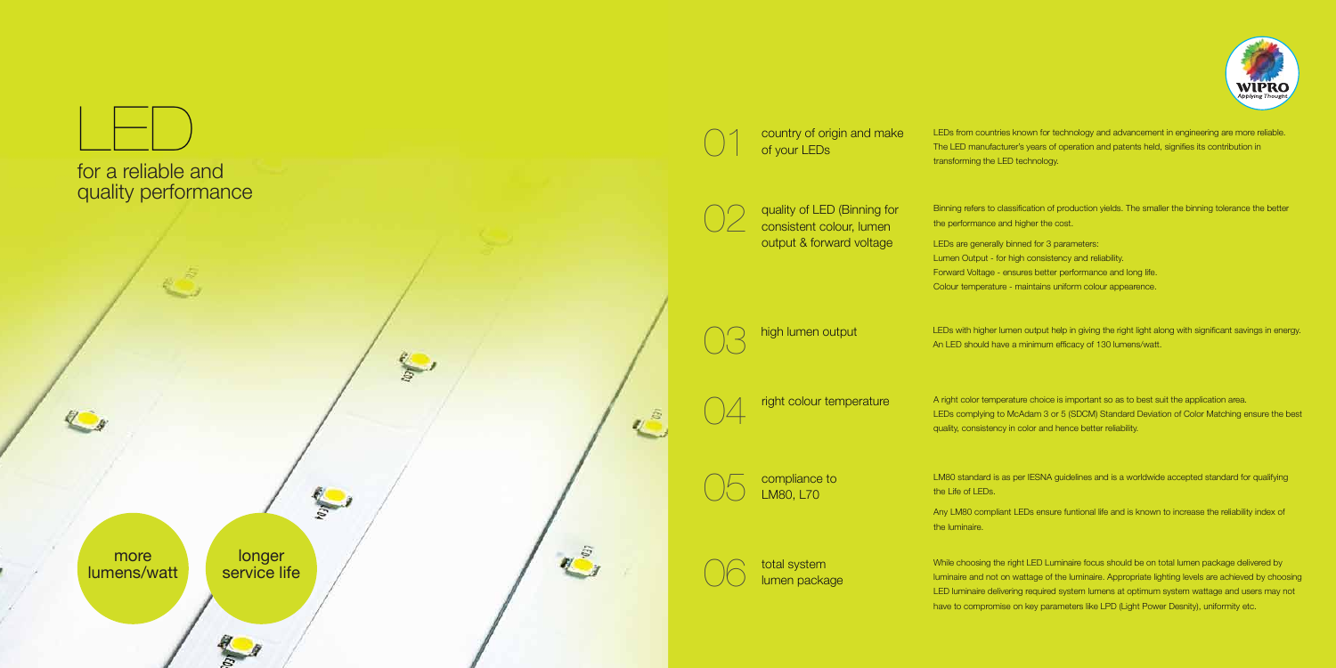# LED

## for a reliable and quality performance

more lumens/watt

longer service life

### 01 country of origin and make of your LEDs

LEDs from countries known for technology and advancement in engineering are more reliable. The LED manufacturer's years of operation and patents held, signifies its contribution in transforming the LED technology.

### 02 quality of LED (Binning for consistent colour, lumen output & forward voltage

Binning refers to classification of production yields. The smaller the binning tolerance the better the performance and higher the cost.

LEDs are generally binned for 3 parameters:
Lumen Output - for high consistency and reliability.
Forward Voltage - ensures better performance and long life.
Colour temperature - maintains uniform colour appearence.

### 03 high lumen output

LEDs with higher lumen output help in giving the right light along with significant savings in energy. An LED should have a minimum efficacy of 130 lumens/watt.

### 04 right colour temperature

A right color temperature choice is important so as to best suit the application area. LEDs complying to McAdam 3 or 5 (SDCM) Standard Deviation of Color Matching ensure the best quality, consistency in color and hence better reliability.

### 05 compliance to LM80, L70

LM80 standard is as per IESNA guidelines and is a worldwide accepted standard for qualifying the Life of LEDs.

Any LM80 compliant LEDs ensure funtional life and is known to increase the reliability index of the luminaire.

### 06 total system lumen package

While choosing the right LED Luminaire focus should be on total lumen package delivered by luminaire and not on wattage of the luminaire. Appropriate lighting levels are achieved by choosing LED luminaire delivering required system lumens at optimum system wattage and users may not have to compromise on key parameters like LPD (Light Power Desnity), uniformity etc.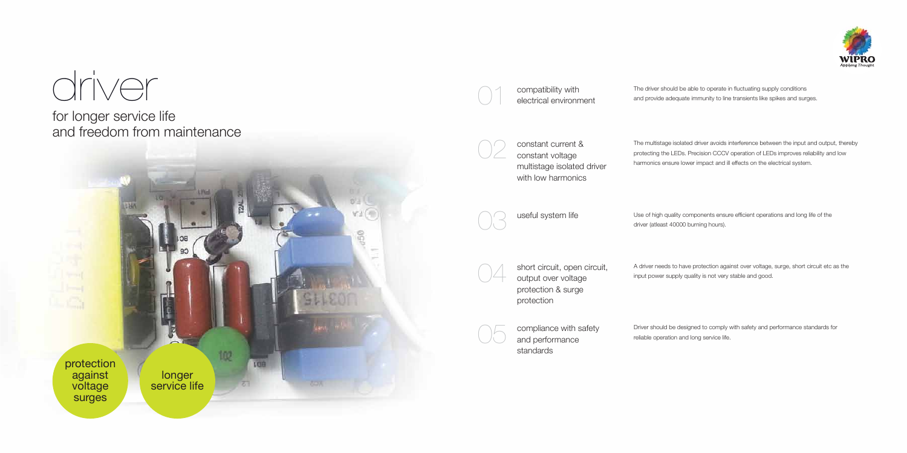# driver

## for longer service life and freedom from maintenance

protection against voltage surges

longer service life

**01 compatibility with electrical environment**

The driver should be able to operate in fluctuating supply conditions and provide adequate immunity to line transients like spikes and surges.

**02 constant current & constant voltage multistage isolated driver with low harmonics**

The multistage isolated driver avoids interference between the input and output, thereby protecting the LEDs. Precision CCCV operation of LEDs improves reliability and low harmonics ensure lower impact and ill effects on the electrical system.

**03 useful system life**

Use of high quality components ensure efficient operations and long life of the driver (atleast 40000 burning hours).

**04 short circuit, open circuit, output over voltage protection & surge protection**

A driver needs to have protection against over voltage, surge, short circuit etc as the input power supply quality is not very stable and good.

**05 compliance with safety and performance standards**

Driver should be designed to comply with safety and performance standards for reliable operation and long service life.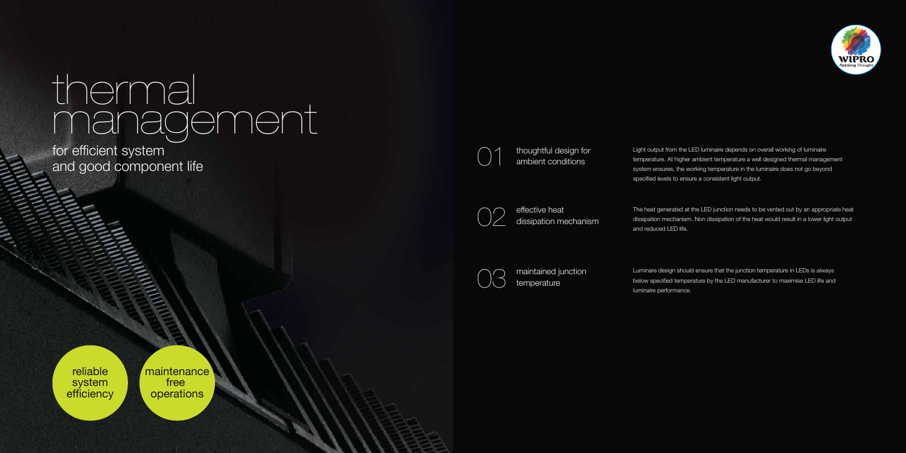# thermal management

## for efficient system and good component life

### 01 thoughtful design for ambient conditions

Light output from the LED luminaire depends on overall working of luminaire temperature. At higher ambient temperature a well designed thermal management system ensures, the working temperature in the luminaire does not go beyond specified levels to ensure a consistent light output.

### 02 effective heat dissipation mechanism

The heat generated at the LED junction needs to be vented out by an appropriate heat dissipation mechanism. Non dissipation of the heat would result in a lower light output and reduced LED life.

### 03 maintained junction temperature

Luminare design should ensure that the junction temperature in LEDs is always below specified temperature by the LED manufacturer to maximise LED life and luminaire performance.

reliable system efficiency

maintenance free operations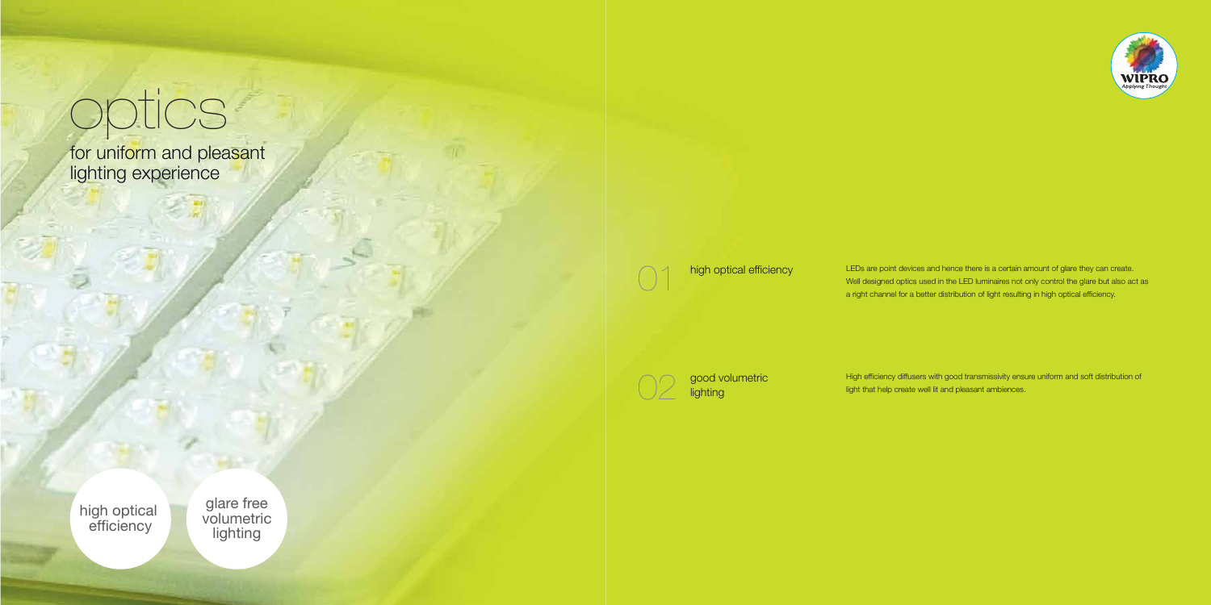# optics

## for uniform and pleasant lighting experience

high optical efficiency

glare free volumetric lighting

### 01 high optical efficiency

LEDs are point devices and hence there is a certain amount of glare they can create. Well designed optics used in the LED luminaires not only control the glare but also act as a right channel for a better distribution of light resulting in high optical efficiency.

### 02 good volumetric lighting

High efficiency diffusers with good transmissivity ensure uniform and soft distribution of light that help create well lit and pleasant ambiences.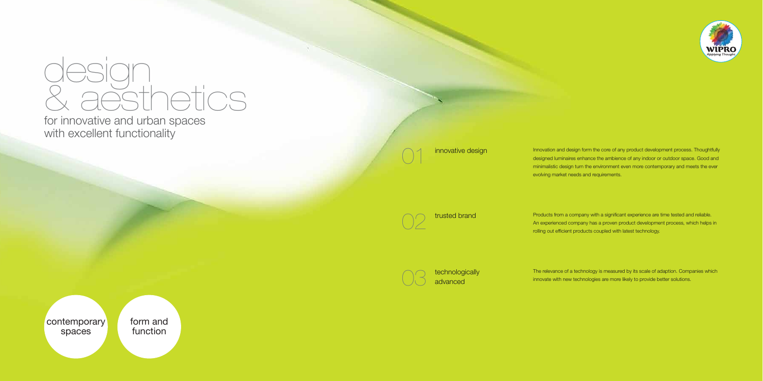# design & aesthetics

## for innovative and urban spaces with excellent functionality

### 01 innovative design

Innovation and design form the core of any product development process. Thoughtfully designed luminaires enhance the ambience of any indoor or outdoor space. Good and minimalistic design turn the environment even more contemporary and meets the ever evolving market needs and requirements.

### 02 trusted brand

Products from a company with a significant experience are time tested and reliable. An experienced company has a proven product development process, which helps in rolling out efficient products coupled with latest technology.

### 03 technologically advanced

The relevance of a technology is measured by its scale of adaption. Companies which innovate with new technologies are more likely to provide better solutions.

contemporary spaces

form and function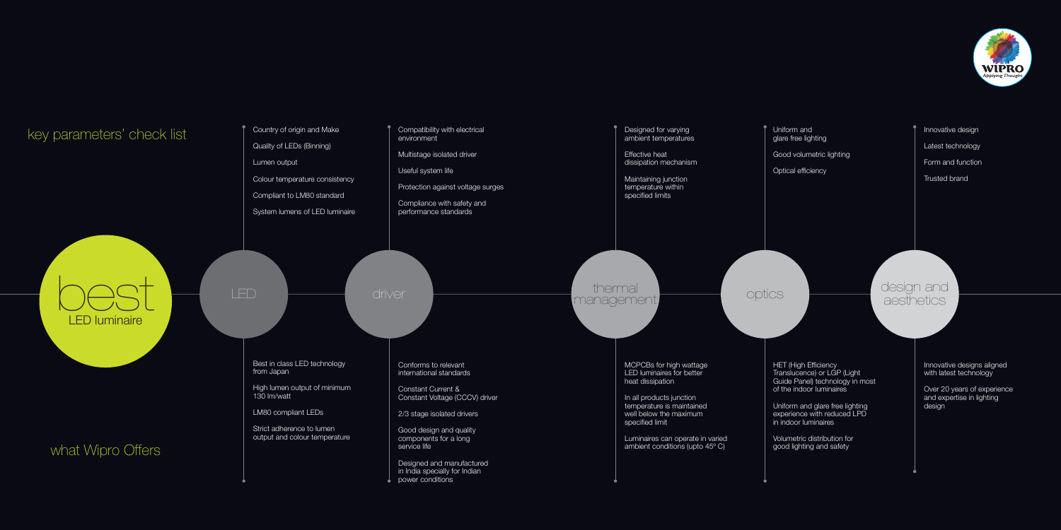# key parameters' check list

# best LED luminaire

## what Wipro Offers

| | key parameters' check list | what Wipro Offers |
|---|---|---|
| **LED** | Country of origin and Make<br>Quality of LEDs (Binning)<br>Lumen output<br>Colour temperature consistency<br>Compliant to LM80 standard<br>System lumens of LED luminaire | Best in class LED technology from Japan<br>High lumen output of minimum 130 lm/watt<br>LM80 compliant LEDs<br>Strict adherence to lumen output and colour temperature |
| **driver** | Compatibility with electrical environment<br>Multistage isolated driver<br>Useful system life<br>Protection against voltage surges<br>Compliance with safety and performance standards | Conforms to relevant international standards<br>Constant Current & Constant Voltage (CCCV) driver<br>2/3 stage isolated drivers<br>Good design and quality components for a long service life<br>Designed and manufactured in India specially for Indian power conditions |
| **thermal management** | Designed for varying ambient temperatures<br>Effective heat dissipation mechanism<br>Maintaining junction temperature within specified limits | MCPCBs for high wattage LED luminaires for better heat dissipation<br>In all products junction temperature is maintained well below the maximum specified limit<br>Luminaires can operate in varied ambient conditions (upto 45° C) |
| **optics** | Uniform and glare free lighting<br>Good volumetric lighting<br>Optical efficiency | HET (High Efficiency Translucence) or LGP (Light Guide Panel) technology in most of the indoor luminaires<br>Uniform and glare free lighting experience with reduced LPD in indoor luminaires<br>Volumetric distribution for good lighting and safety |
| **design and aesthetics** | Innovative design<br>Latest technology<br>Form and function<br>Trusted brand | Innovative designs aligned with latest technology<br>Over 20 years of experience and expertise in lighting design |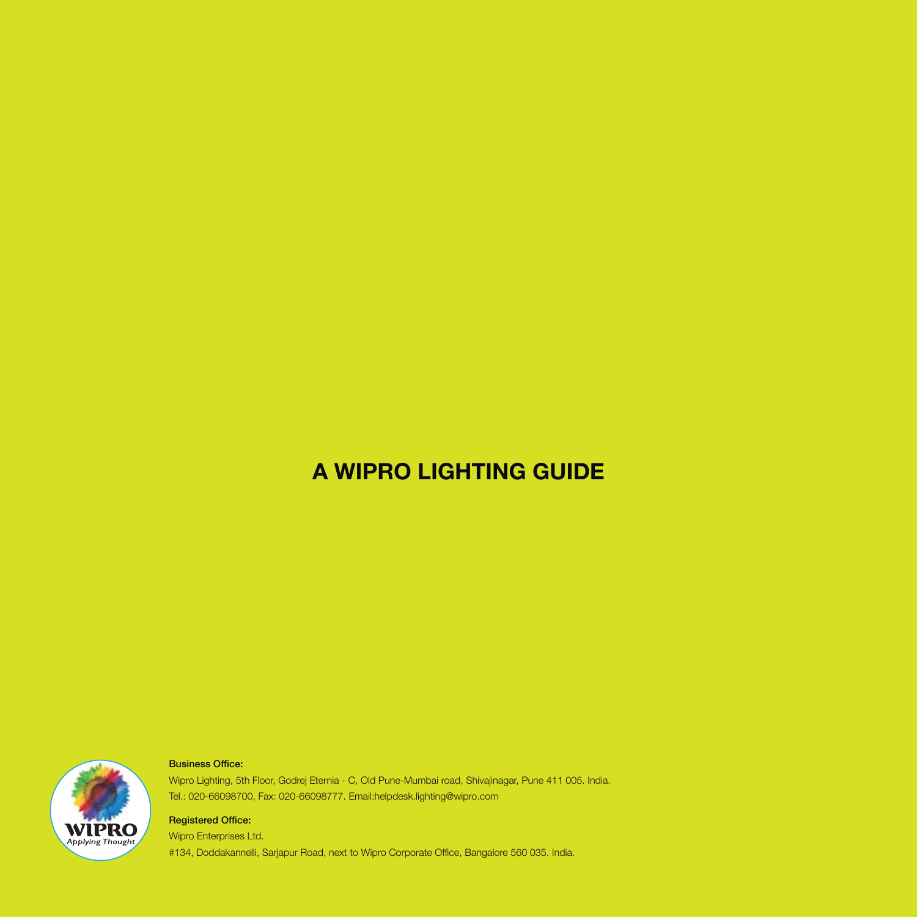# A WIPRO LIGHTING GUIDE

**Business Office:**

Wipro Lighting, 5th Floor, Godrej Eternia - C, Old Pune-Mumbai road, Shivajinagar, Pune 411 005. India.
Tel.: 020-66098700, Fax: 020-66098777. Email:helpdesk.lighting@wipro.com

**Registered Office:**

Wipro Enterprises Ltd.
#134, Doddakannelli, Sarjapur Road, next to Wipro Corporate Office, Bangalore 560 035. India.